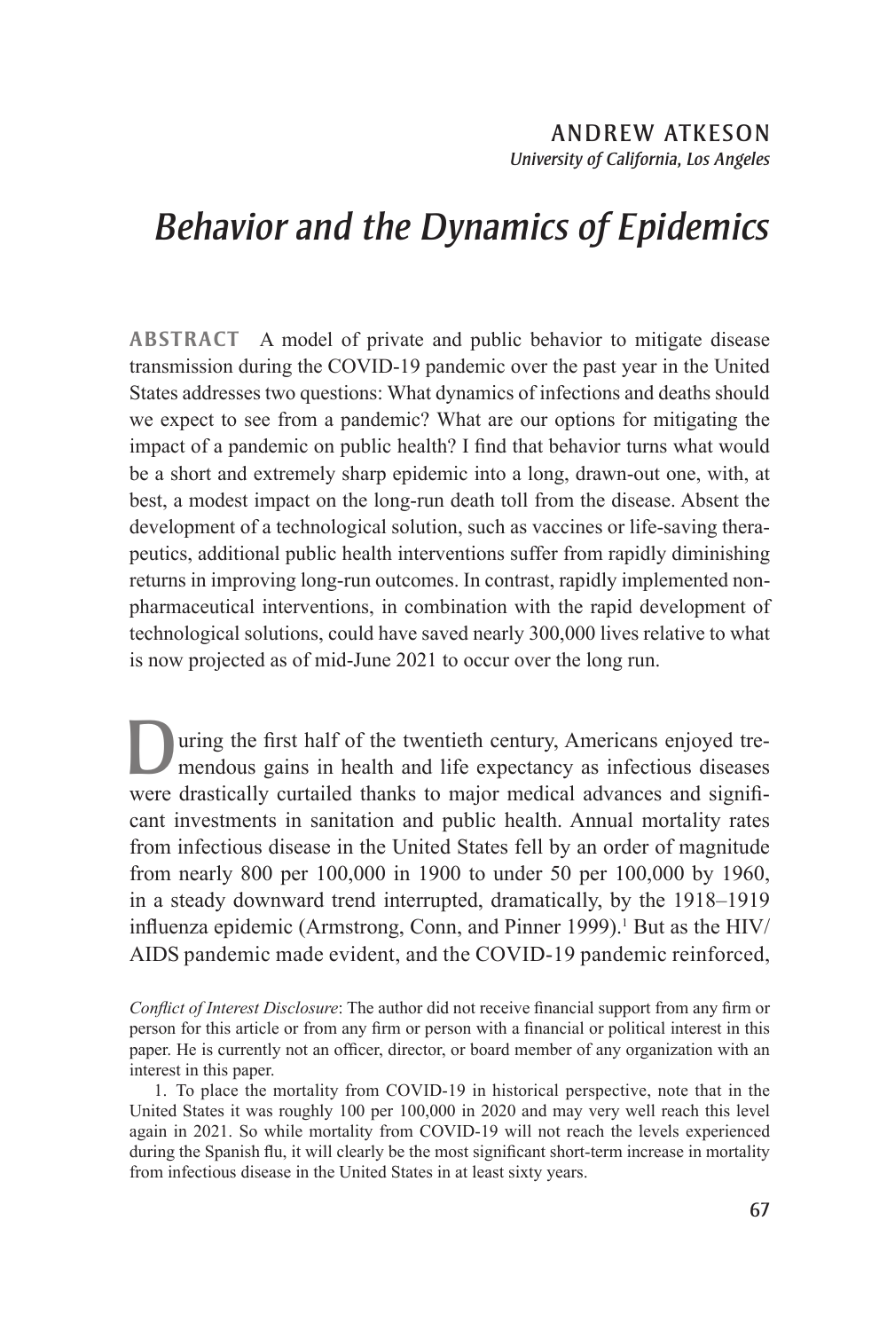ANDREW ATKESON
*University of California, Los Angeles*

# *Behavior and the Dynamics of Epidemics*

**ABSTRACT** A model of private and public behavior to mitigate disease transmission during the COVID-19 pandemic over the past year in the United States addresses two questions: What dynamics of infections and deaths should we expect to see from a pandemic? What are our options for mitigating the impact of a pandemic on public health? I find that behavior turns what would be a short and extremely sharp epidemic into a long, drawn-out one, with, at best, a modest impact on the long-run death toll from the disease. Absent the development of a technological solution, such as vaccines or life-saving therapeutics, additional public health interventions suffer from rapidly diminishing returns in improving long-run outcomes. In contrast, rapidly implemented nonpharmaceutical interventions, in combination with the rapid development of technological solutions, could have saved nearly 300,000 lives relative to what is now projected as of mid-June 2021 to occur over the long run.

During the first half of the twentieth century, Americans enjoyed tremendous gains in health and life expectancy as infectious diseases were drastically curtailed thanks to major medical advances and significant investments in sanitation and public health. Annual mortality rates from infectious disease in the United States fell by an order of magnitude from nearly 800 per 100,000 in 1900 to under 50 per 100,000 by 1960, in a steady downward trend interrupted, dramatically, by the 1918–1919 influenza epidemic (Armstrong, Conn, and Pinner 1999).[1] But as the HIV/AIDS pandemic made evident, and the COVID-19 pandemic reinforced,

*Conflict of Interest Disclosure*: The author did not receive financial support from any firm or person for this article or from any firm or person with a financial or political interest in this paper. He is currently not an officer, director, or board member of any organization with an interest in this paper.

1. To place the mortality from COVID-19 in historical perspective, note that in the United States it was roughly 100 per 100,000 in 2020 and may very well reach this level again in 2021. So while mortality from COVID-19 will not reach the levels experienced during the Spanish flu, it will clearly be the most significant short-term increase in mortality from infectious disease in the United States in at least sixty years.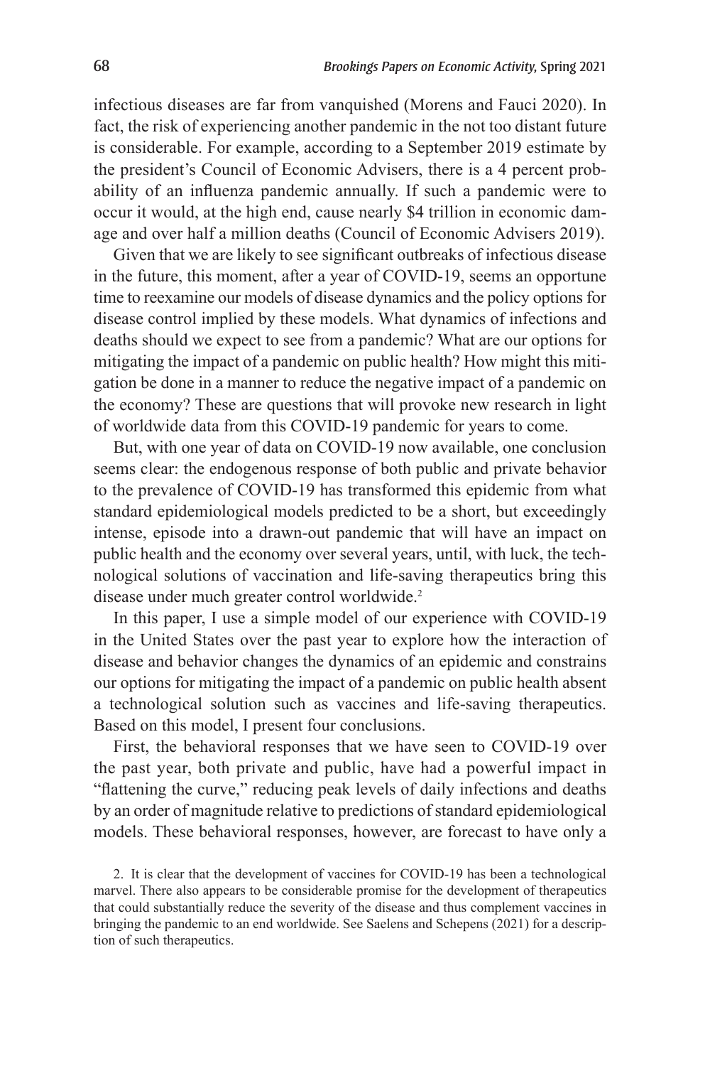infectious diseases are far from vanquished (Morens and Fauci 2020). In fact, the risk of experiencing another pandemic in the not too distant future is considerable. For example, according to a September 2019 estimate by the president's Council of Economic Advisers, there is a 4 percent probability of an influenza pandemic annually. If such a pandemic were to occur it would, at the high end, cause nearly $4 trillion in economic damage and over half a million deaths (Council of Economic Advisers 2019).

Given that we are likely to see significant outbreaks of infectious disease in the future, this moment, after a year of COVID-19, seems an opportune time to reexamine our models of disease dynamics and the policy options for disease control implied by these models. What dynamics of infections and deaths should we expect to see from a pandemic? What are our options for mitigating the impact of a pandemic on public health? How might this mitigation be done in a manner to reduce the negative impact of a pandemic on the economy? These are questions that will provoke new research in light of worldwide data from this COVID-19 pandemic for years to come.

But, with one year of data on COVID-19 now available, one conclusion seems clear: the endogenous response of both public and private behavior to the prevalence of COVID-19 has transformed this epidemic from what standard epidemiological models predicted to be a short, but exceedingly intense, episode into a drawn-out pandemic that will have an impact on public health and the economy over several years, until, with luck, the technological solutions of vaccination and life-saving therapeutics bring this disease under much greater control worldwide.[2]

In this paper, I use a simple model of our experience with COVID-19 in the United States over the past year to explore how the interaction of disease and behavior changes the dynamics of an epidemic and constrains our options for mitigating the impact of a pandemic on public health absent a technological solution such as vaccines and life-saving therapeutics. Based on this model, I present four conclusions.

First, the behavioral responses that we have seen to COVID-19 over the past year, both private and public, have had a powerful impact in "flattening the curve," reducing peak levels of daily infections and deaths by an order of magnitude relative to predictions of standard epidemiological models. These behavioral responses, however, are forecast to have only a

2. It is clear that the development of vaccines for COVID-19 has been a technological marvel. There also appears to be considerable promise for the development of therapeutics that could substantially reduce the severity of the disease and thus complement vaccines in bringing the pandemic to an end worldwide. See Saelens and Schepens (2021) for a description of such therapeutics.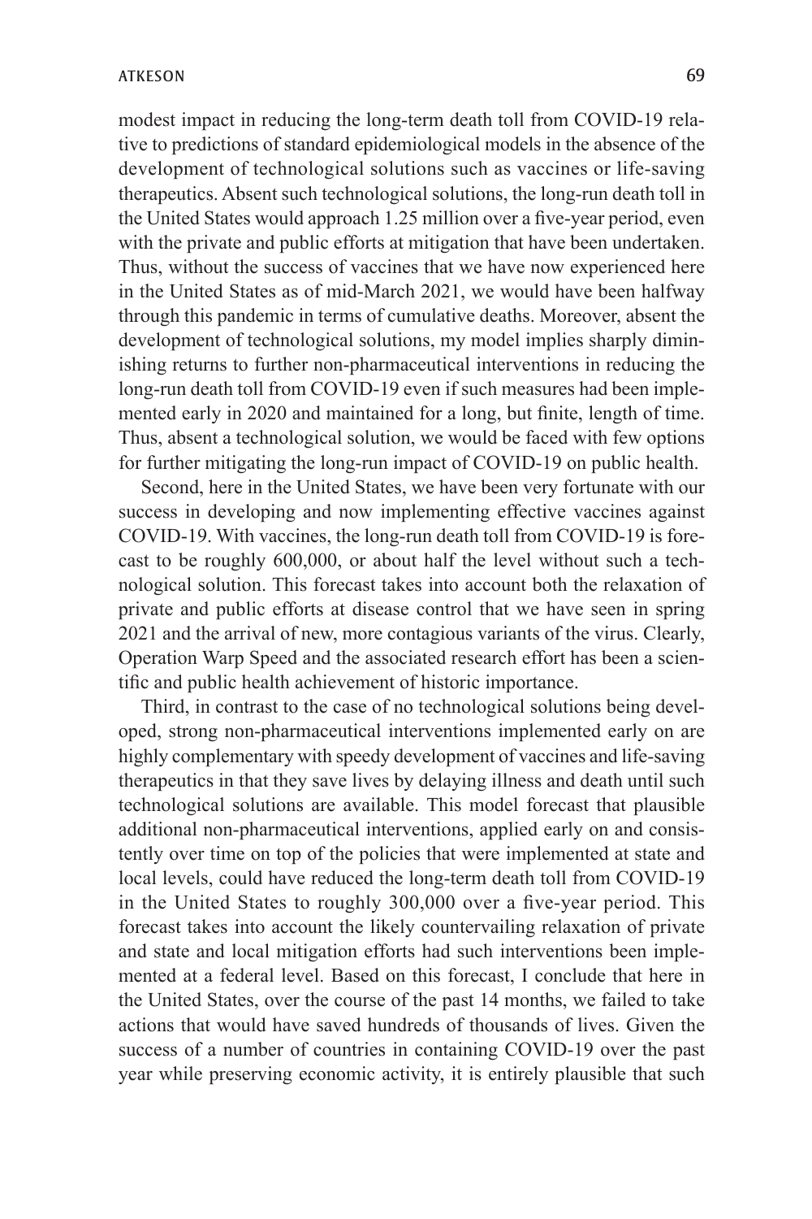modest impact in reducing the long-term death toll from COVID-19 relative to predictions of standard epidemiological models in the absence of the development of technological solutions such as vaccines or life-saving therapeutics. Absent such technological solutions, the long-run death toll in the United States would approach 1.25 million over a five-year period, even with the private and public efforts at mitigation that have been undertaken. Thus, without the success of vaccines that we have now experienced here in the United States as of mid-March 2021, we would have been halfway through this pandemic in terms of cumulative deaths. Moreover, absent the development of technological solutions, my model implies sharply diminishing returns to further non-pharmaceutical interventions in reducing the long-run death toll from COVID-19 even if such measures had been implemented early in 2020 and maintained for a long, but finite, length of time. Thus, absent a technological solution, we would be faced with few options for further mitigating the long-run impact of COVID-19 on public health.

Second, here in the United States, we have been very fortunate with our success in developing and now implementing effective vaccines against COVID-19. With vaccines, the long-run death toll from COVID-19 is forecast to be roughly 600,000, or about half the level without such a technological solution. This forecast takes into account both the relaxation of private and public efforts at disease control that we have seen in spring 2021 and the arrival of new, more contagious variants of the virus. Clearly, Operation Warp Speed and the associated research effort has been a scientific and public health achievement of historic importance.

Third, in contrast to the case of no technological solutions being developed, strong non-pharmaceutical interventions implemented early on are highly complementary with speedy development of vaccines and life-saving therapeutics in that they save lives by delaying illness and death until such technological solutions are available. This model forecast that plausible additional non-pharmaceutical interventions, applied early on and consistently over time on top of the policies that were implemented at state and local levels, could have reduced the long-term death toll from COVID-19 in the United States to roughly 300,000 over a five-year period. This forecast takes into account the likely countervailing relaxation of private and state and local mitigation efforts had such interventions been implemented at a federal level. Based on this forecast, I conclude that here in the United States, over the course of the past 14 months, we failed to take actions that would have saved hundreds of thousands of lives. Given the success of a number of countries in containing COVID-19 over the past year while preserving economic activity, it is entirely plausible that such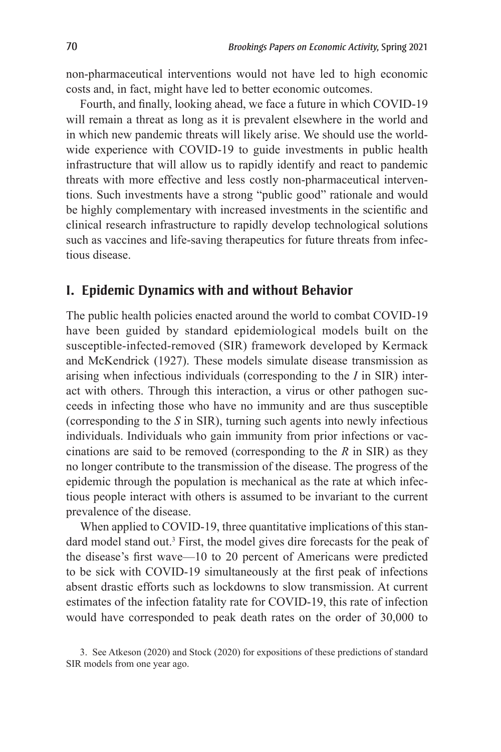non-pharmaceutical interventions would not have led to high economic costs and, in fact, might have led to better economic outcomes.

Fourth, and finally, looking ahead, we face a future in which COVID-19 will remain a threat as long as it is prevalent elsewhere in the world and in which new pandemic threats will likely arise. We should use the worldwide experience with COVID-19 to guide investments in public health infrastructure that will allow us to rapidly identify and react to pandemic threats with more effective and less costly non-pharmaceutical interventions. Such investments have a strong "public good" rationale and would be highly complementary with increased investments in the scientific and clinical research infrastructure to rapidly develop technological solutions such as vaccines and life-saving therapeutics for future threats from infectious disease.

## I. Epidemic Dynamics with and without Behavior

The public health policies enacted around the world to combat COVID-19 have been guided by standard epidemiological models built on the susceptible-infected-removed (SIR) framework developed by Kermack and McKendrick (1927). These models simulate disease transmission as arising when infectious individuals (corresponding to the *I* in SIR) interact with others. Through this interaction, a virus or other pathogen succeeds in infecting those who have no immunity and are thus susceptible (corresponding to the *S* in SIR), turning such agents into newly infectious individuals. Individuals who gain immunity from prior infections or vaccinations are said to be removed (corresponding to the *R* in SIR) as they no longer contribute to the transmission of the disease. The progress of the epidemic through the population is mechanical as the rate at which infectious people interact with others is assumed to be invariant to the current prevalence of the disease.

When applied to COVID-19, three quantitative implications of this standard model stand out.[3] First, the model gives dire forecasts for the peak of the disease's first wave—10 to 20 percent of Americans were predicted to be sick with COVID-19 simultaneously at the first peak of infections absent drastic efforts such as lockdowns to slow transmission. At current estimates of the infection fatality rate for COVID-19, this rate of infection would have corresponded to peak death rates on the order of 30,000 to

3. See Atkeson (2020) and Stock (2020) for expositions of these predictions of standard SIR models from one year ago.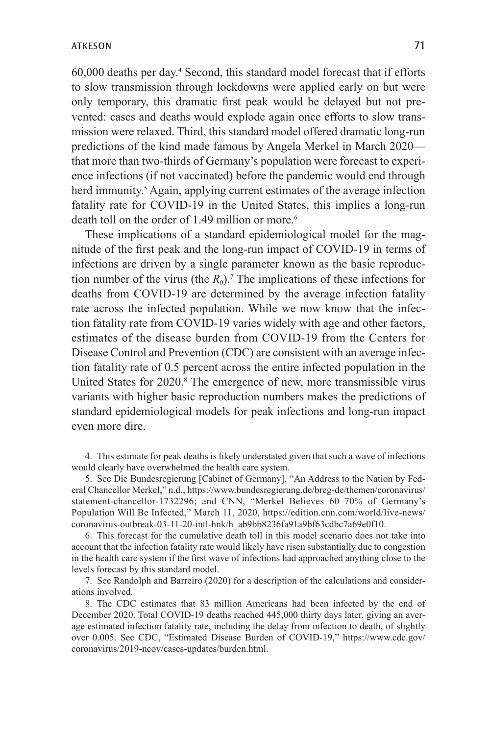60,000 deaths per day.[4] Second, this standard model forecast that if efforts to slow transmission through lockdowns were applied early on but were only temporary, this dramatic first peak would be delayed but not prevented: cases and deaths would explode again once efforts to slow transmission were relaxed. Third, this standard model offered dramatic long-run predictions of the kind made famous by Angela Merkel in March 2020—that more than two-thirds of Germany's population were forecast to experience infections (if not vaccinated) before the pandemic would end through herd immunity.[5] Again, applying current estimates of the average infection fatality rate for COVID-19 in the United States, this implies a long-run death toll on the order of 1.49 million or more.[6]

These implications of a standard epidemiological model for the magnitude of the first peak and the long-run impact of COVID-19 in terms of infections are driven by a single parameter known as the basic reproduction number of the virus (the $R_0$).[7] The implications of these infections for deaths from COVID-19 are determined by the average infection fatality rate across the infected population. While we now know that the infection fatality rate from COVID-19 varies widely with age and other factors, estimates of the disease burden from COVID-19 from the Centers for Disease Control and Prevention (CDC) are consistent with an average infection fatality rate of 0.5 percent across the entire infected population in the United States for 2020.[8] The emergence of new, more transmissible virus variants with higher basic reproduction numbers makes the predictions of standard epidemiological models for peak infections and long-run impact even more dire.

4. This estimate for peak deaths is likely understated given that such a wave of infections would clearly have overwhelmed the health care system.

5. See Die Bundesregierung [Cabinet of Germany], "An Address to the Nation by Federal Chancellor Merkel," n.d., https://www.bundesregierung.de/breg-de/themen/coronavirus/statement-chancellor-1732296; and CNN, "Merkel Believes 60–70% of Germany's Population Will Be Infected," March 11, 2020, https://edition.cnn.com/world/live-news/coronavirus-outbreak-03-11-20-intl-hnk/h_ab9bb8236fa91a9bf63cdbc7a69e0f10.

6. This forecast for the cumulative death toll in this model scenario does not take into account that the infection fatality rate would likely have risen substantially due to congestion in the health care system if the first wave of infections had approached anything close to the levels forecast by this standard model.

7. See Randolph and Barreiro (2020) for a description of the calculations and considerations involved.

8. The CDC estimates that 83 million Americans had been infected by the end of December 2020. Total COVID-19 deaths reached 445,000 thirty days later, giving an average estimated infection fatality rate, including the delay from infection to death, of slightly over 0.005. See CDC, "Estimated Disease Burden of COVID-19," https://www.cdc.gov/coronavirus/2019-ncov/cases-updates/burden.html.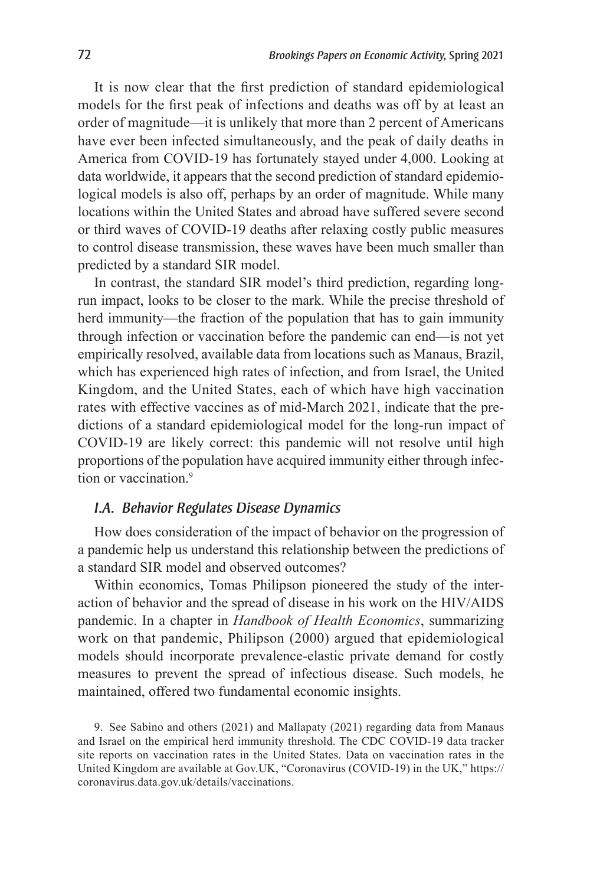It is now clear that the first prediction of standard epidemiological models for the first peak of infections and deaths was off by at least an order of magnitude—it is unlikely that more than 2 percent of Americans have ever been infected simultaneously, and the peak of daily deaths in America from COVID-19 has fortunately stayed under 4,000. Looking at data worldwide, it appears that the second prediction of standard epidemiological models is also off, perhaps by an order of magnitude. While many locations within the United States and abroad have suffered severe second or third waves of COVID-19 deaths after relaxing costly public measures to control disease transmission, these waves have been much smaller than predicted by a standard SIR model.

In contrast, the standard SIR model's third prediction, regarding long-run impact, looks to be closer to the mark. While the precise threshold of herd immunity—the fraction of the population that has to gain immunity through infection or vaccination before the pandemic can end—is not yet empirically resolved, available data from locations such as Manaus, Brazil, which has experienced high rates of infection, and from Israel, the United Kingdom, and the United States, each of which have high vaccination rates with effective vaccines as of mid-March 2021, indicate that the predictions of a standard epidemiological model for the long-run impact of COVID-19 are likely correct: this pandemic will not resolve until high proportions of the population have acquired immunity either through infection or vaccination.[9]

### *I.A. Behavior Regulates Disease Dynamics*

How does consideration of the impact of behavior on the progression of a pandemic help us understand this relationship between the predictions of a standard SIR model and observed outcomes?

Within economics, Tomas Philipson pioneered the study of the interaction of behavior and the spread of disease in his work on the HIV/AIDS pandemic. In a chapter in *Handbook of Health Economics*, summarizing work on that pandemic, Philipson (2000) argued that epidemiological models should incorporate prevalence-elastic private demand for costly measures to prevent the spread of infectious disease. Such models, he maintained, offered two fundamental economic insights.

9. See Sabino and others (2021) and Mallapaty (2021) regarding data from Manaus and Israel on the empirical herd immunity threshold. The CDC COVID-19 data tracker site reports on vaccination rates in the United States. Data on vaccination rates in the United Kingdom are available at Gov.UK, "Coronavirus (COVID-19) in the UK," https://coronavirus.data.gov.uk/details/vaccinations.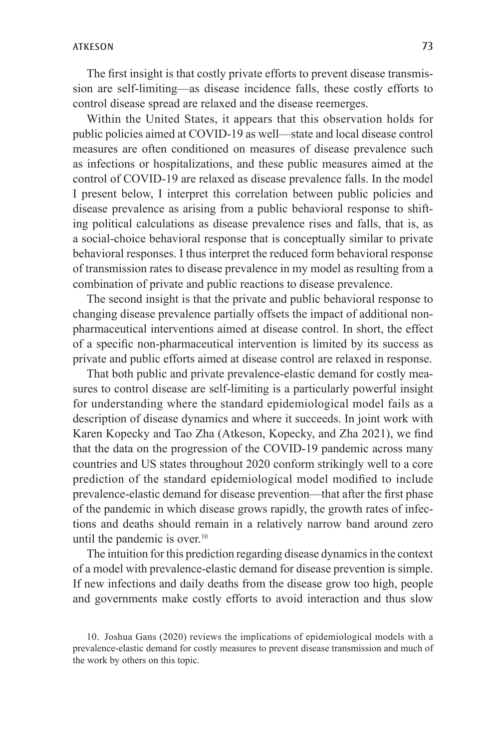The first insight is that costly private efforts to prevent disease transmission are self-limiting—as disease incidence falls, these costly efforts to control disease spread are relaxed and the disease reemerges.

Within the United States, it appears that this observation holds for public policies aimed at COVID-19 as well—state and local disease control measures are often conditioned on measures of disease prevalence such as infections or hospitalizations, and these public measures aimed at the control of COVID-19 are relaxed as disease prevalence falls. In the model I present below, I interpret this correlation between public policies and disease prevalence as arising from a public behavioral response to shifting political calculations as disease prevalence rises and falls, that is, as a social-choice behavioral response that is conceptually similar to private behavioral responses. I thus interpret the reduced form behavioral response of transmission rates to disease prevalence in my model as resulting from a combination of private and public reactions to disease prevalence.

The second insight is that the private and public behavioral response to changing disease prevalence partially offsets the impact of additional non-pharmaceutical interventions aimed at disease control. In short, the effect of a specific non-pharmaceutical intervention is limited by its success as private and public efforts aimed at disease control are relaxed in response.

That both public and private prevalence-elastic demand for costly measures to control disease are self-limiting is a particularly powerful insight for understanding where the standard epidemiological model fails as a description of disease dynamics and where it succeeds. In joint work with Karen Kopecky and Tao Zha (Atkeson, Kopecky, and Zha 2021), we find that the data on the progression of the COVID-19 pandemic across many countries and US states throughout 2020 conform strikingly well to a core prediction of the standard epidemiological model modified to include prevalence-elastic demand for disease prevention—that after the first phase of the pandemic in which disease grows rapidly, the growth rates of infections and deaths should remain in a relatively narrow band around zero until the pandemic is over.[10]

The intuition for this prediction regarding disease dynamics in the context of a model with prevalence-elastic demand for disease prevention is simple. If new infections and daily deaths from the disease grow too high, people and governments make costly efforts to avoid interaction and thus slow

10. Joshua Gans (2020) reviews the implications of epidemiological models with a prevalence-elastic demand for costly measures to prevent disease transmission and much of the work by others on this topic.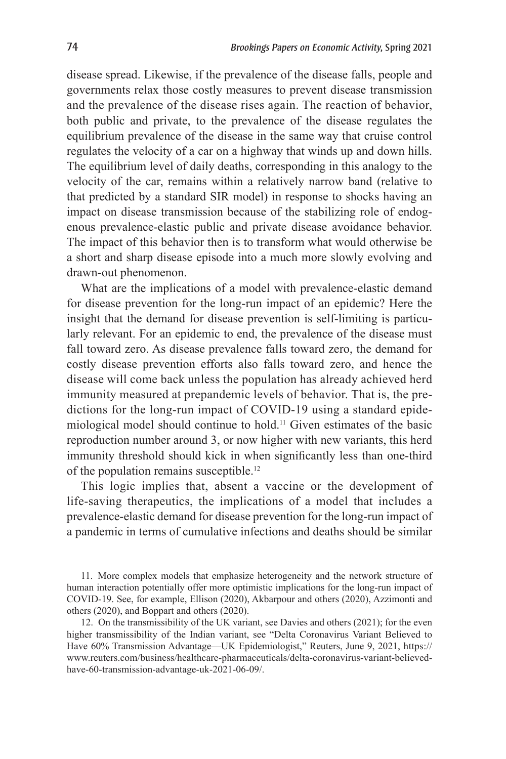disease spread. Likewise, if the prevalence of the disease falls, people and governments relax those costly measures to prevent disease transmission and the prevalence of the disease rises again. The reaction of behavior, both public and private, to the prevalence of the disease regulates the equilibrium prevalence of the disease in the same way that cruise control regulates the velocity of a car on a highway that winds up and down hills. The equilibrium level of daily deaths, corresponding in this analogy to the velocity of the car, remains within a relatively narrow band (relative to that predicted by a standard SIR model) in response to shocks having an impact on disease transmission because of the stabilizing role of endogenous prevalence-elastic public and private disease avoidance behavior. The impact of this behavior then is to transform what would otherwise be a short and sharp disease episode into a much more slowly evolving and drawn-out phenomenon.

What are the implications of a model with prevalence-elastic demand for disease prevention for the long-run impact of an epidemic? Here the insight that the demand for disease prevention is self-limiting is particularly relevant. For an epidemic to end, the prevalence of the disease must fall toward zero. As disease prevalence falls toward zero, the demand for costly disease prevention efforts also falls toward zero, and hence the disease will come back unless the population has already achieved herd immunity measured at prepandemic levels of behavior. That is, the predictions for the long-run impact of COVID-19 using a standard epidemiological model should continue to hold.[11] Given estimates of the basic reproduction number around 3, or now higher with new variants, this herd immunity threshold should kick in when significantly less than one-third of the population remains susceptible.[12]

This logic implies that, absent a vaccine or the development of life-saving therapeutics, the implications of a model that includes a prevalence-elastic demand for disease prevention for the long-run impact of a pandemic in terms of cumulative infections and deaths should be similar

11. More complex models that emphasize heterogeneity and the network structure of human interaction potentially offer more optimistic implications for the long-run impact of COVID-19. See, for example, Ellison (2020), Akbarpour and others (2020), Azzimonti and others (2020), and Boppart and others (2020).

12. On the transmissibility of the UK variant, see Davies and others (2021); for the even higher transmissibility of the Indian variant, see "Delta Coronavirus Variant Believed to Have 60% Transmission Advantage—UK Epidemiologist," Reuters, June 9, 2021, https://www.reuters.com/business/healthcare-pharmaceuticals/delta-coronavirus-variant-believed-have-60-transmission-advantage-uk-2021-06-09/.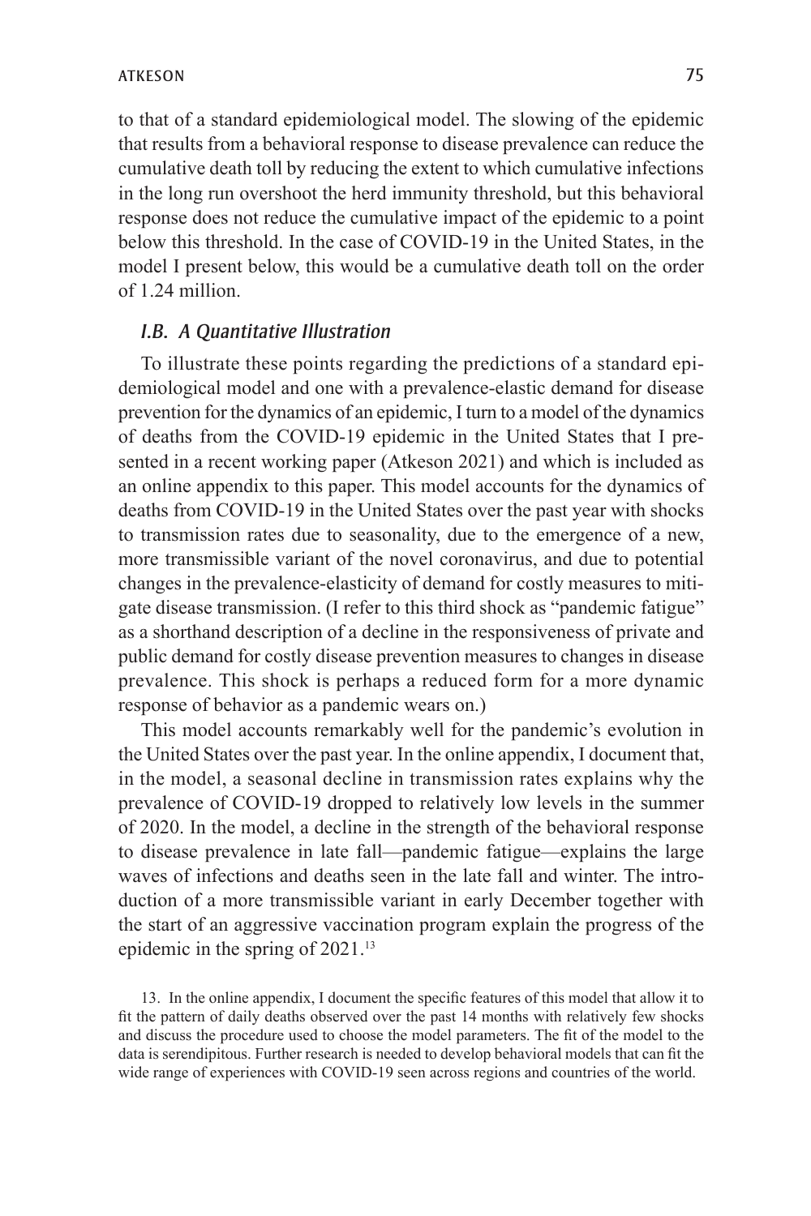to that of a standard epidemiological model. The slowing of the epidemic that results from a behavioral response to disease prevalence can reduce the cumulative death toll by reducing the extent to which cumulative infections in the long run overshoot the herd immunity threshold, but this behavioral response does not reduce the cumulative impact of the epidemic to a point below this threshold. In the case of COVID-19 in the United States, in the model I present below, this would be a cumulative death toll on the order of 1.24 million.

### *I.B. A Quantitative Illustration*

To illustrate these points regarding the predictions of a standard epidemiological model and one with a prevalence-elastic demand for disease prevention for the dynamics of an epidemic, I turn to a model of the dynamics of deaths from the COVID-19 epidemic in the United States that I presented in a recent working paper (Atkeson 2021) and which is included as an online appendix to this paper. This model accounts for the dynamics of deaths from COVID-19 in the United States over the past year with shocks to transmission rates due to seasonality, due to the emergence of a new, more transmissible variant of the novel coronavirus, and due to potential changes in the prevalence-elasticity of demand for costly measures to mitigate disease transmission. (I refer to this third shock as "pandemic fatigue" as a shorthand description of a decline in the responsiveness of private and public demand for costly disease prevention measures to changes in disease prevalence. This shock is perhaps a reduced form for a more dynamic response of behavior as a pandemic wears on.)

This model accounts remarkably well for the pandemic's evolution in the United States over the past year. In the online appendix, I document that, in the model, a seasonal decline in transmission rates explains why the prevalence of COVID-19 dropped to relatively low levels in the summer of 2020. In the model, a decline in the strength of the behavioral response to disease prevalence in late fall—pandemic fatigue—explains the large waves of infections and deaths seen in the late fall and winter. The introduction of a more transmissible variant in early December together with the start of an aggressive vaccination program explain the progress of the epidemic in the spring of 2021.[13]

13. In the online appendix, I document the specific features of this model that allow it to fit the pattern of daily deaths observed over the past 14 months with relatively few shocks and discuss the procedure used to choose the model parameters. The fit of the model to the data is serendipitous. Further research is needed to develop behavioral models that can fit the wide range of experiences with COVID-19 seen across regions and countries of the world.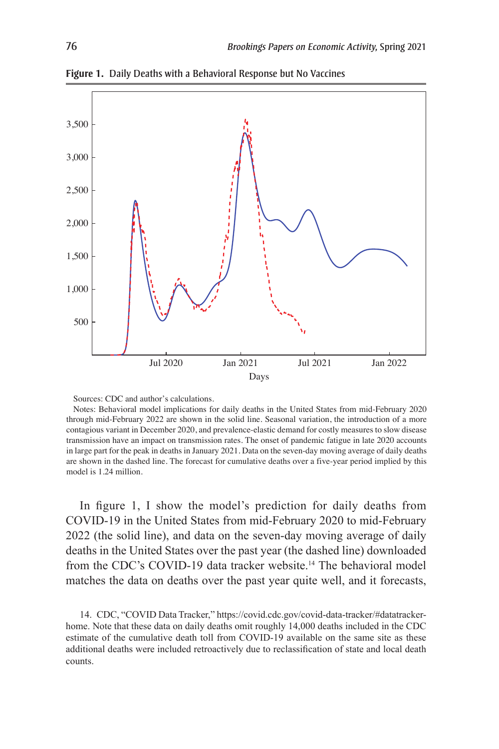**Figure 1.** Daily Deaths with a Behavioral Response but No Vaccines

Sources: CDC and author's calculations.

Notes: Behavioral model implications for daily deaths in the United States from mid-February 2020 through mid-February 2022 are shown in the solid line. Seasonal variation, the introduction of a more contagious variant in December 2020, and prevalence-elastic demand for costly measures to slow disease transmission have an impact on transmission rates. The onset of pandemic fatigue in late 2020 accounts in large part for the peak in deaths in January 2021. Data on the seven-day moving average of daily deaths are shown in the dashed line. The forecast for cumulative deaths over a five-year period implied by this model is 1.24 million.

In figure 1, I show the model's prediction for daily deaths from COVID-19 in the United States from mid-February 2020 to mid-February 2022 (the solid line), and data on the seven-day moving average of daily deaths in the United States over the past year (the dashed line) downloaded from the CDC's COVID-19 data tracker website.[14] The behavioral model matches the data on deaths over the past year quite well, and it forecasts,

14. CDC, "COVID Data Tracker," https://covid.cdc.gov/covid-data-tracker/#datatracker-home. Note that these data on daily deaths omit roughly 14,000 deaths included in the CDC estimate of the cumulative death toll from COVID-19 available on the same site as these additional deaths were included retroactively due to reclassification of state and local death counts.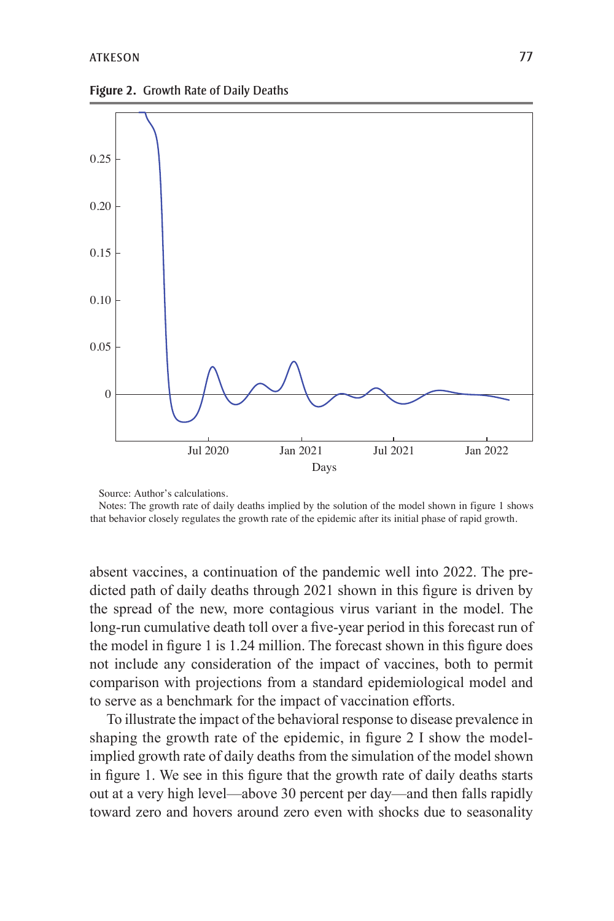**Figure 2.** Growth Rate of Daily Deaths

Source: Author's calculations.

Notes: The growth rate of daily deaths implied by the solution of the model shown in figure 1 shows that behavior closely regulates the growth rate of the epidemic after its initial phase of rapid growth.

absent vaccines, a continuation of the pandemic well into 2022. The predicted path of daily deaths through 2021 shown in this figure is driven by the spread of the new, more contagious virus variant in the model. The long-run cumulative death toll over a five-year period in this forecast run of the model in figure 1 is 1.24 million. The forecast shown in this figure does not include any consideration of the impact of vaccines, both to permit comparison with projections from a standard epidemiological model and to serve as a benchmark for the impact of vaccination efforts.

To illustrate the impact of the behavioral response to disease prevalence in shaping the growth rate of the epidemic, in figure 2 I show the model-implied growth rate of daily deaths from the simulation of the model shown in figure 1. We see in this figure that the growth rate of daily deaths starts out at a very high level—above 30 percent per day—and then falls rapidly toward zero and hovers around zero even with shocks due to seasonality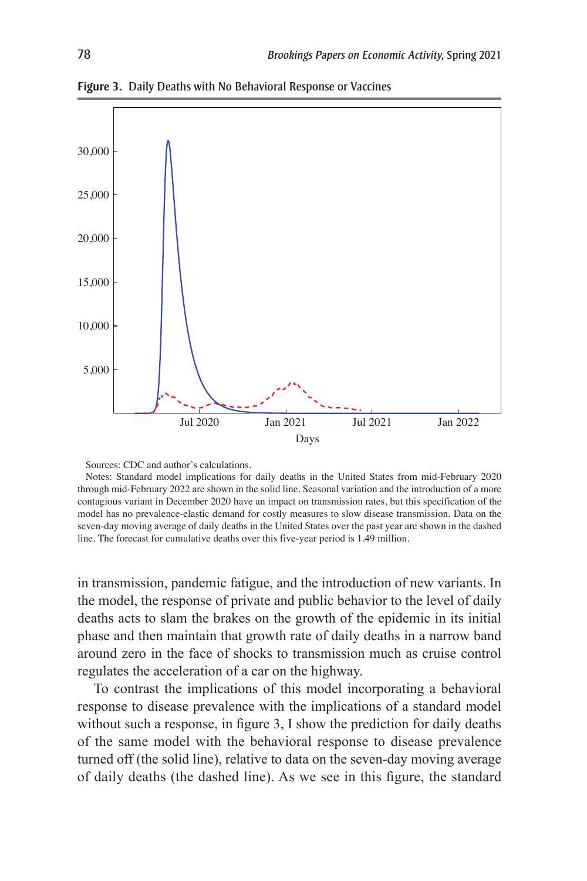**Figure 3.** Daily Deaths with No Behavioral Response or Vaccines

Sources: CDC and author's calculations.

Notes: Standard model implications for daily deaths in the United States from mid-February 2020 through mid-February 2022 are shown in the solid line. Seasonal variation and the introduction of a more contagious variant in December 2020 have an impact on transmission rates, but this specification of the model has no prevalence-elastic demand for costly measures to slow disease transmission. Data on the seven-day moving average of daily deaths in the United States over the past year are shown in the dashed line. The forecast for cumulative deaths over this five-year period is 1.49 million.

in transmission, pandemic fatigue, and the introduction of new variants. In the model, the response of private and public behavior to the level of daily deaths acts to slam the brakes on the growth of the epidemic in its initial phase and then maintain that growth rate of daily deaths in a narrow band around zero in the face of shocks to transmission much as cruise control regulates the acceleration of a car on the highway.

To contrast the implications of this model incorporating a behavioral response to disease prevalence with the implications of a standard model without such a response, in figure 3, I show the prediction for daily deaths of the same model with the behavioral response to disease prevalence turned off (the solid line), relative to data on the seven-day moving average of daily deaths (the dashed line). As we see in this figure, the standard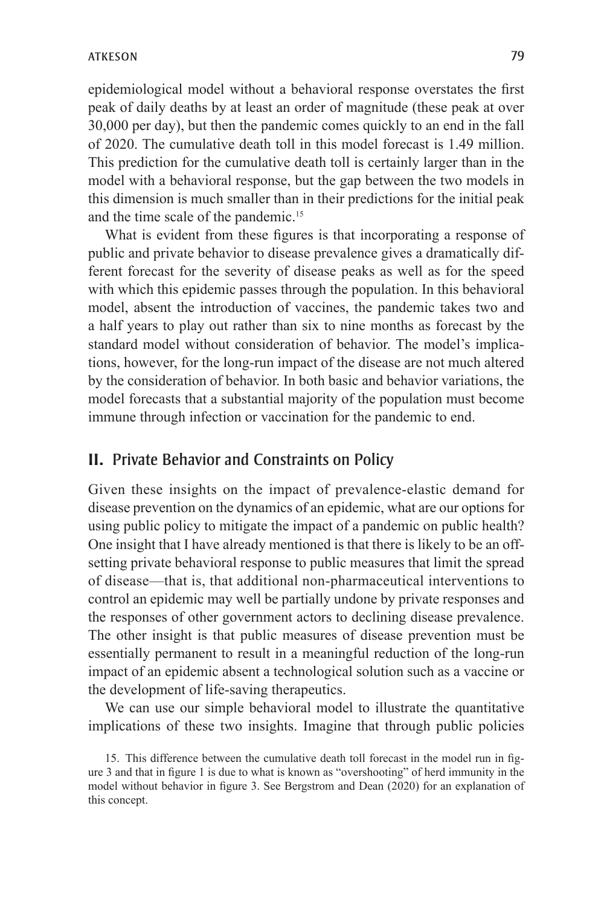epidemiological model without a behavioral response overstates the first peak of daily deaths by at least an order of magnitude (these peak at over 30,000 per day), but then the pandemic comes quickly to an end in the fall of 2020. The cumulative death toll in this model forecast is 1.49 million. This prediction for the cumulative death toll is certainly larger than in the model with a behavioral response, but the gap between the two models in this dimension is much smaller than in their predictions for the initial peak and the time scale of the pandemic.[15]

What is evident from these figures is that incorporating a response of public and private behavior to disease prevalence gives a dramatically different forecast for the severity of disease peaks as well as for the speed with which this epidemic passes through the population. In this behavioral model, absent the introduction of vaccines, the pandemic takes two and a half years to play out rather than six to nine months as forecast by the standard model without consideration of behavior. The model's implications, however, for the long-run impact of the disease are not much altered by the consideration of behavior. In both basic and behavior variations, the model forecasts that a substantial majority of the population must become immune through infection or vaccination for the pandemic to end.

## II. Private Behavior and Constraints on Policy

Given these insights on the impact of prevalence-elastic demand for disease prevention on the dynamics of an epidemic, what are our options for using public policy to mitigate the impact of a pandemic on public health? One insight that I have already mentioned is that there is likely to be an offsetting private behavioral response to public measures that limit the spread of disease—that is, that additional non-pharmaceutical interventions to control an epidemic may well be partially undone by private responses and the responses of other government actors to declining disease prevalence. The other insight is that public measures of disease prevention must be essentially permanent to result in a meaningful reduction of the long-run impact of an epidemic absent a technological solution such as a vaccine or the development of life-saving therapeutics.

We can use our simple behavioral model to illustrate the quantitative implications of these two insights. Imagine that through public policies

15. This difference between the cumulative death toll forecast in the model run in figure 3 and that in figure 1 is due to what is known as "overshooting" of herd immunity in the model without behavior in figure 3. See Bergstrom and Dean (2020) for an explanation of this concept.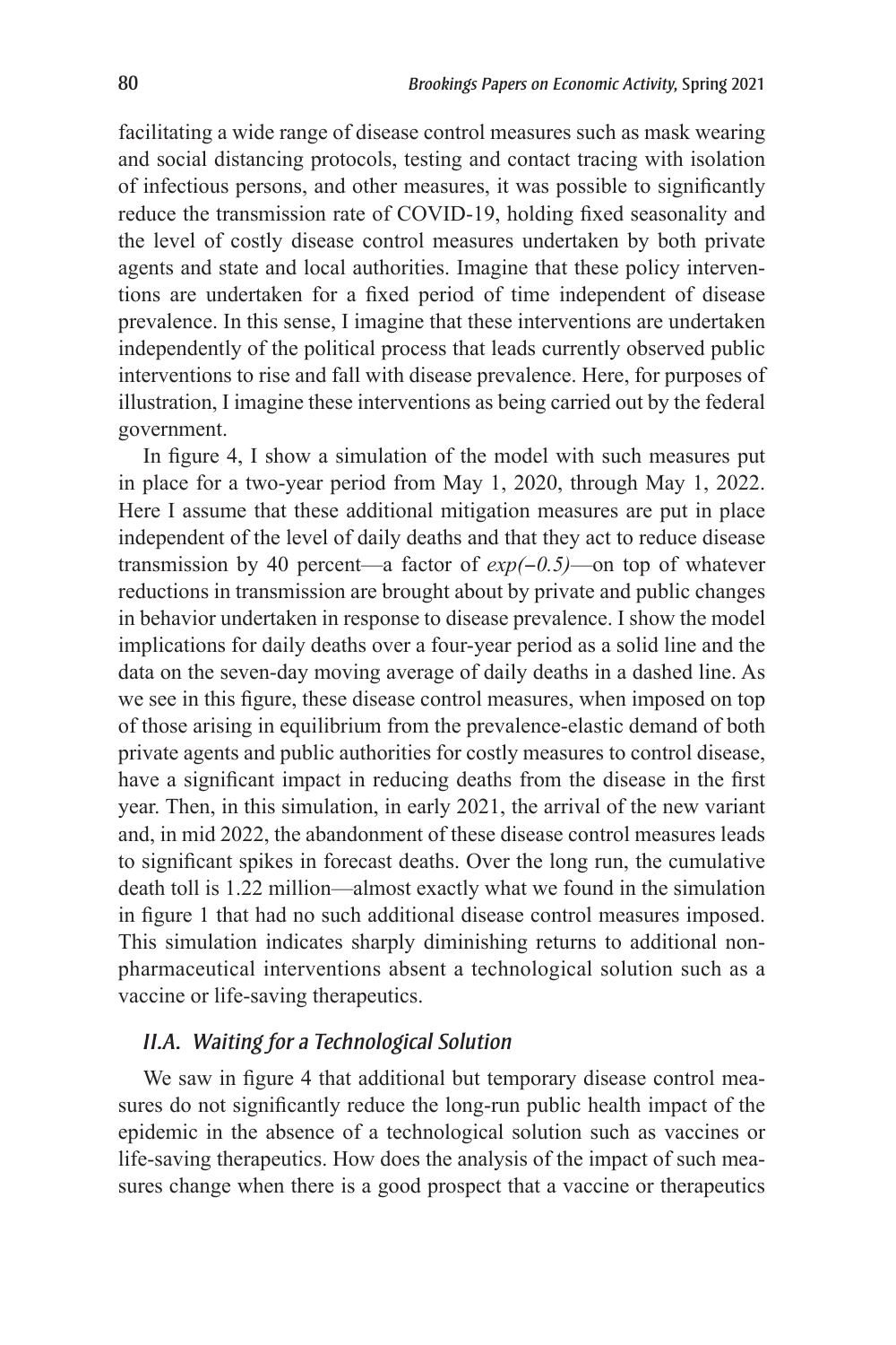facilitating a wide range of disease control measures such as mask wearing and social distancing protocols, testing and contact tracing with isolation of infectious persons, and other measures, it was possible to significantly reduce the transmission rate of COVID-19, holding fixed seasonality and the level of costly disease control measures undertaken by both private agents and state and local authorities. Imagine that these policy interventions are undertaken for a fixed period of time independent of disease prevalence. In this sense, I imagine that these interventions are undertaken independently of the political process that leads currently observed public interventions to rise and fall with disease prevalence. Here, for purposes of illustration, I imagine these interventions as being carried out by the federal government.

In figure 4, I show a simulation of the model with such measures put in place for a two-year period from May 1, 2020, through May 1, 2022. Here I assume that these additional mitigation measures are put in place independent of the level of daily deaths and that they act to reduce disease transmission by 40 percent—a factor of $exp(-0.5)$—on top of whatever reductions in transmission are brought about by private and public changes in behavior undertaken in response to disease prevalence. I show the model implications for daily deaths over a four-year period as a solid line and the data on the seven-day moving average of daily deaths in a dashed line. As we see in this figure, these disease control measures, when imposed on top of those arising in equilibrium from the prevalence-elastic demand of both private agents and public authorities for costly measures to control disease, have a significant impact in reducing deaths from the disease in the first year. Then, in this simulation, in early 2021, the arrival of the new variant and, in mid 2022, the abandonment of these disease control measures leads to significant spikes in forecast deaths. Over the long run, the cumulative death toll is 1.22 million—almost exactly what we found in the simulation in figure 1 that had no such additional disease control measures imposed. This simulation indicates sharply diminishing returns to additional non-pharmaceutical interventions absent a technological solution such as a vaccine or life-saving therapeutics.

### *II.A. Waiting for a Technological Solution*

We saw in figure 4 that additional but temporary disease control measures do not significantly reduce the long-run public health impact of the epidemic in the absence of a technological solution such as vaccines or life-saving therapeutics. How does the analysis of the impact of such measures change when there is a good prospect that a vaccine or therapeutics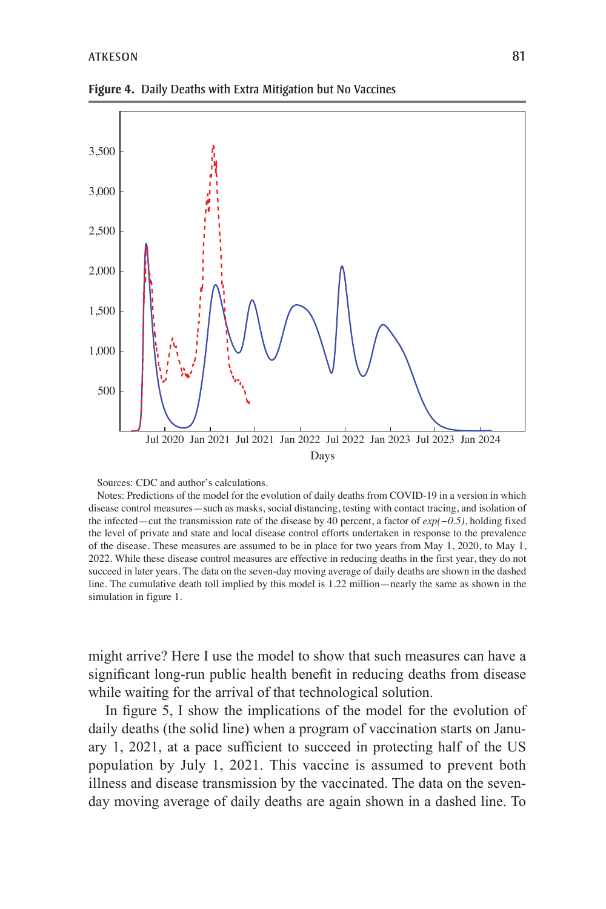**Figure 4.** Daily Deaths with Extra Mitigation but No Vaccines

Sources: CDC and author's calculations.

Notes: Predictions of the model for the evolution of daily deaths from COVID-19 in a version in which disease control measures—such as masks, social distancing, testing with contact tracing, and isolation of the infected—cut the transmission rate of the disease by 40 percent, a factor of $exp(-0.5)$, holding fixed the level of private and state and local disease control efforts undertaken in response to the prevalence of the disease. These measures are assumed to be in place for two years from May 1, 2020, to May 1, 2022. While these disease control measures are effective in reducing deaths in the first year, they do not succeed in later years. The data on the seven-day moving average of daily deaths are shown in the dashed line. The cumulative death toll implied by this model is 1.22 million—nearly the same as shown in the simulation in figure 1.

might arrive? Here I use the model to show that such measures can have a significant long-run public health benefit in reducing deaths from disease while waiting for the arrival of that technological solution.

In figure 5, I show the implications of the model for the evolution of daily deaths (the solid line) when a program of vaccination starts on January 1, 2021, at a pace sufficient to succeed in protecting half of the US population by July 1, 2021. This vaccine is assumed to prevent both illness and disease transmission by the vaccinated. The data on the seven-day moving average of daily deaths are again shown in a dashed line. To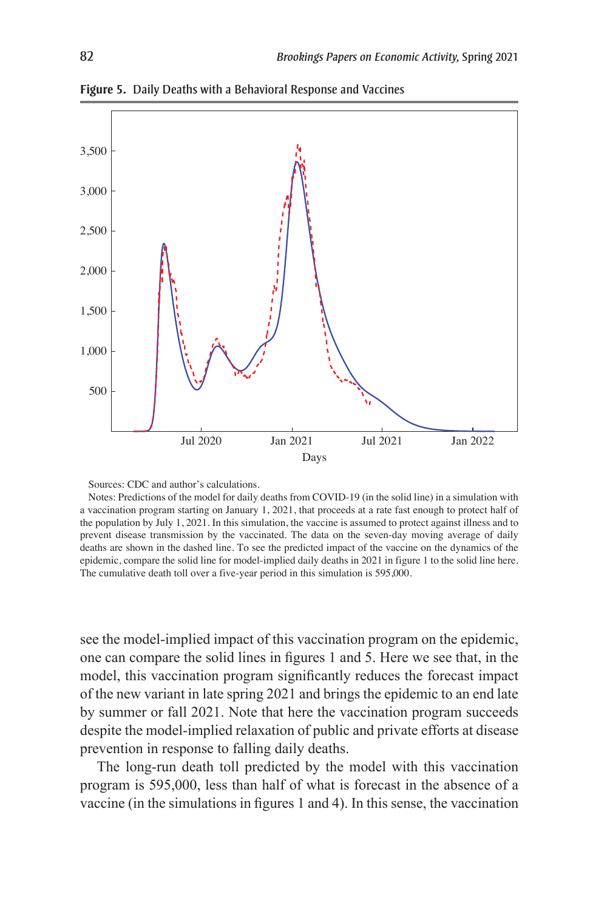**Figure 5.** Daily Deaths with a Behavioral Response and Vaccines

Sources: CDC and author's calculations.

Notes: Predictions of the model for daily deaths from COVID-19 (in the solid line) in a simulation with a vaccination program starting on January 1, 2021, that proceeds at a rate fast enough to protect half of the population by July 1, 2021. In this simulation, the vaccine is assumed to protect against illness and to prevent disease transmission by the vaccinated. The data on the seven-day moving average of daily deaths are shown in the dashed line. To see the predicted impact of the vaccine on the dynamics of the epidemic, compare the solid line for model-implied daily deaths in 2021 in figure 1 to the solid line here. The cumulative death toll over a five-year period in this simulation is 595,000.

see the model-implied impact of this vaccination program on the epidemic, one can compare the solid lines in figures 1 and 5. Here we see that, in the model, this vaccination program significantly reduces the forecast impact of the new variant in late spring 2021 and brings the epidemic to an end late by summer or fall 2021. Note that here the vaccination program succeeds despite the model-implied relaxation of public and private efforts at disease prevention in response to falling daily deaths.

The long-run death toll predicted by the model with this vaccination program is 595,000, less than half of what is forecast in the absence of a vaccine (in the simulations in figures 1 and 4). In this sense, the vaccination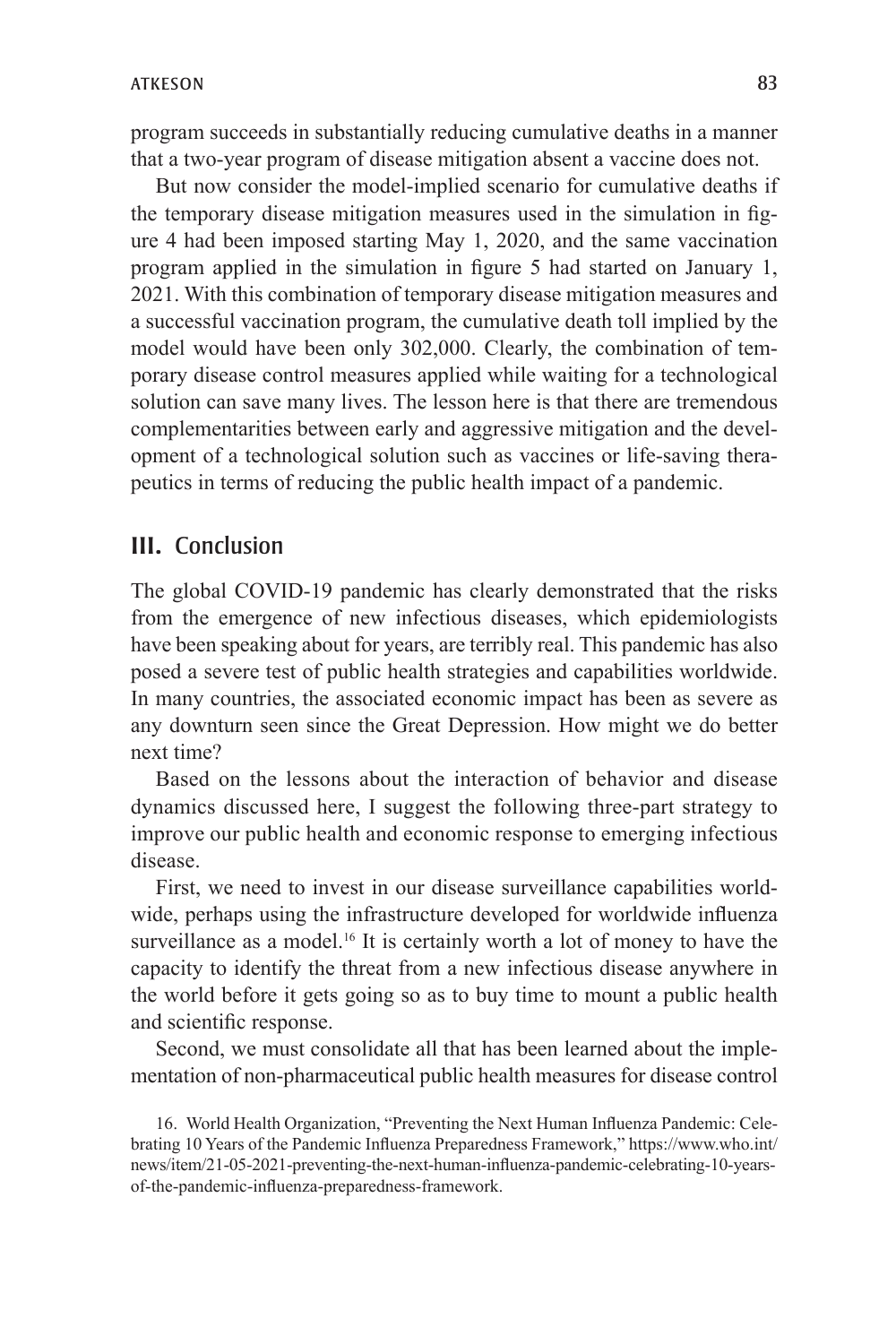program succeeds in substantially reducing cumulative deaths in a manner that a two-year program of disease mitigation absent a vaccine does not.

But now consider the model-implied scenario for cumulative deaths if the temporary disease mitigation measures used in the simulation in figure 4 had been imposed starting May 1, 2020, and the same vaccination program applied in the simulation in figure 5 had started on January 1, 2021. With this combination of temporary disease mitigation measures and a successful vaccination program, the cumulative death toll implied by the model would have been only 302,000. Clearly, the combination of temporary disease control measures applied while waiting for a technological solution can save many lives. The lesson here is that there are tremendous complementarities between early and aggressive mitigation and the development of a technological solution such as vaccines or life-saving therapeutics in terms of reducing the public health impact of a pandemic.

## III. Conclusion

The global COVID-19 pandemic has clearly demonstrated that the risks from the emergence of new infectious diseases, which epidemiologists have been speaking about for years, are terribly real. This pandemic has also posed a severe test of public health strategies and capabilities worldwide. In many countries, the associated economic impact has been as severe as any downturn seen since the Great Depression. How might we do better next time?

Based on the lessons about the interaction of behavior and disease dynamics discussed here, I suggest the following three-part strategy to improve our public health and economic response to emerging infectious disease.

First, we need to invest in our disease surveillance capabilities worldwide, perhaps using the infrastructure developed for worldwide influenza surveillance as a model.[16] It is certainly worth a lot of money to have the capacity to identify the threat from a new infectious disease anywhere in the world before it gets going so as to buy time to mount a public health and scientific response.

Second, we must consolidate all that has been learned about the implementation of non-pharmaceutical public health measures for disease control

16. World Health Organization, "Preventing the Next Human Influenza Pandemic: Celebrating 10 Years of the Pandemic Influenza Preparedness Framework," https://www.who.int/news/item/21-05-2021-preventing-the-next-human-influenza-pandemic-celebrating-10-years-of-the-pandemic-influenza-preparedness-framework.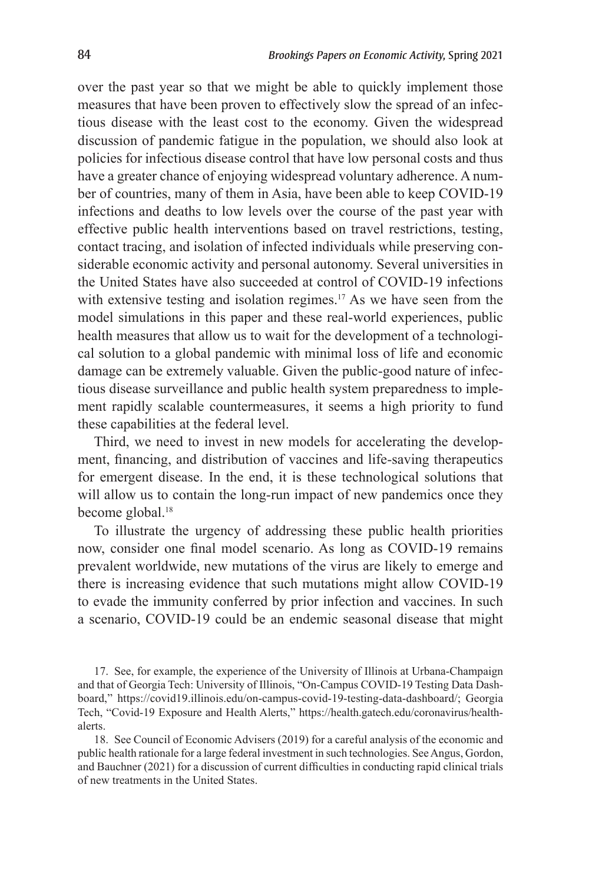over the past year so that we might be able to quickly implement those measures that have been proven to effectively slow the spread of an infectious disease with the least cost to the economy. Given the widespread discussion of pandemic fatigue in the population, we should also look at policies for infectious disease control that have low personal costs and thus have a greater chance of enjoying widespread voluntary adherence. A number of countries, many of them in Asia, have been able to keep COVID-19 infections and deaths to low levels over the course of the past year with effective public health interventions based on travel restrictions, testing, contact tracing, and isolation of infected individuals while preserving considerable economic activity and personal autonomy. Several universities in the United States have also succeeded at control of COVID-19 infections with extensive testing and isolation regimes.[17] As we have seen from the model simulations in this paper and these real-world experiences, public health measures that allow us to wait for the development of a technological solution to a global pandemic with minimal loss of life and economic damage can be extremely valuable. Given the public-good nature of infectious disease surveillance and public health system preparedness to implement rapidly scalable countermeasures, it seems a high priority to fund these capabilities at the federal level.

Third, we need to invest in new models for accelerating the development, financing, and distribution of vaccines and life-saving therapeutics for emergent disease. In the end, it is these technological solutions that will allow us to contain the long-run impact of new pandemics once they become global.[18]

To illustrate the urgency of addressing these public health priorities now, consider one final model scenario. As long as COVID-19 remains prevalent worldwide, new mutations of the virus are likely to emerge and there is increasing evidence that such mutations might allow COVID-19 to evade the immunity conferred by prior infection and vaccines. In such a scenario, COVID-19 could be an endemic seasonal disease that might

17. See, for example, the experience of the University of Illinois at Urbana-Champaign and that of Georgia Tech: University of Illinois, "On-Campus COVID-19 Testing Data Dashboard," https://covid19.illinois.edu/on-campus-covid-19-testing-data-dashboard/; Georgia Tech, "Covid-19 Exposure and Health Alerts," https://health.gatech.edu/coronavirus/health-alerts.

18. See Council of Economic Advisers (2019) for a careful analysis of the economic and public health rationale for a large federal investment in such technologies. See Angus, Gordon, and Bauchner (2021) for a discussion of current difficulties in conducting rapid clinical trials of new treatments in the United States.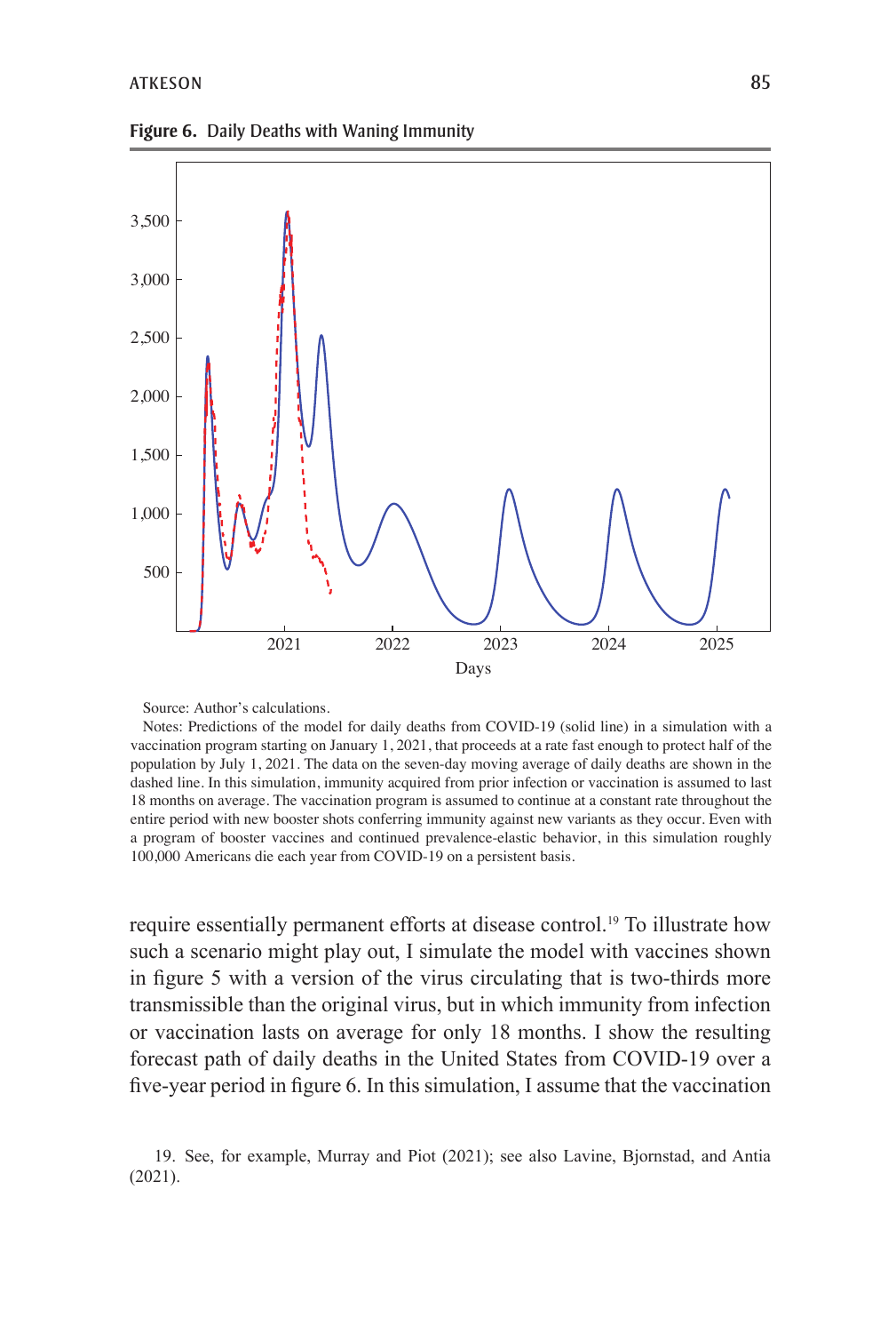**Figure 6.** Daily Deaths with Waning Immunity

Source: Author's calculations.

Notes: Predictions of the model for daily deaths from COVID-19 (solid line) in a simulation with a vaccination program starting on January 1, 2021, that proceeds at a rate fast enough to protect half of the population by July 1, 2021. The data on the seven-day moving average of daily deaths are shown in the dashed line. In this simulation, immunity acquired from prior infection or vaccination is assumed to last 18 months on average. The vaccination program is assumed to continue at a constant rate throughout the entire period with new booster shots conferring immunity against new variants as they occur. Even with a program of booster vaccines and continued prevalence-elastic behavior, in this simulation roughly 100,000 Americans die each year from COVID-19 on a persistent basis.

require essentially permanent efforts at disease control.[19] To illustrate how such a scenario might play out, I simulate the model with vaccines shown in figure 5 with a version of the virus circulating that is two-thirds more transmissible than the original virus, but in which immunity from infection or vaccination lasts on average for only 18 months. I show the resulting forecast path of daily deaths in the United States from COVID-19 over a five-year period in figure 6. In this simulation, I assume that the vaccination

19. See, for example, Murray and Piot (2021); see also Lavine, Bjornstad, and Antia (2021).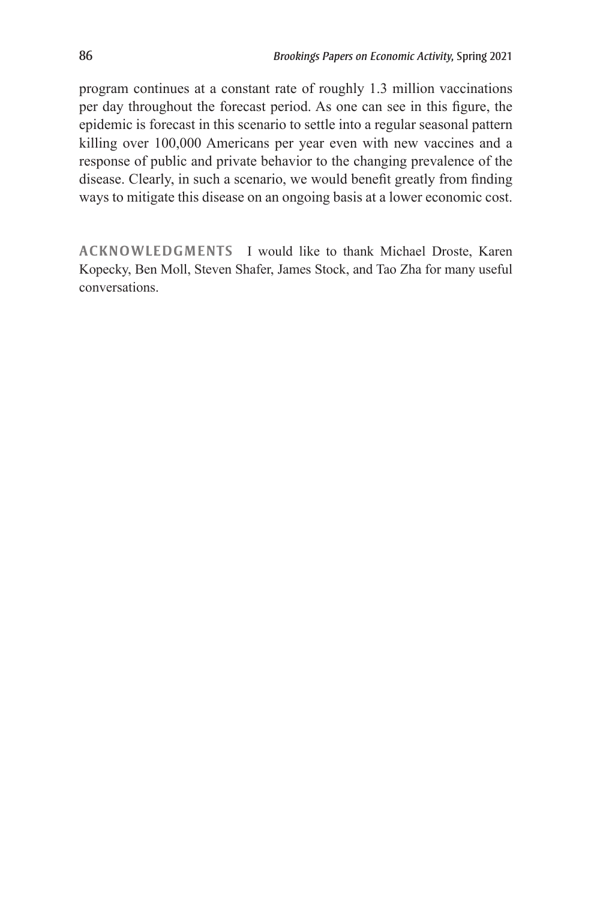program continues at a constant rate of roughly 1.3 million vaccinations per day throughout the forecast period. As one can see in this figure, the epidemic is forecast in this scenario to settle into a regular seasonal pattern killing over 100,000 Americans per year even with new vaccines and a response of public and private behavior to the changing prevalence of the disease. Clearly, in such a scenario, we would benefit greatly from finding ways to mitigate this disease on an ongoing basis at a lower economic cost.

**ACKNOWLEDGMENTS** I would like to thank Michael Droste, Karen Kopecky, Ben Moll, Steven Shafer, James Stock, and Tao Zha for many useful conversations.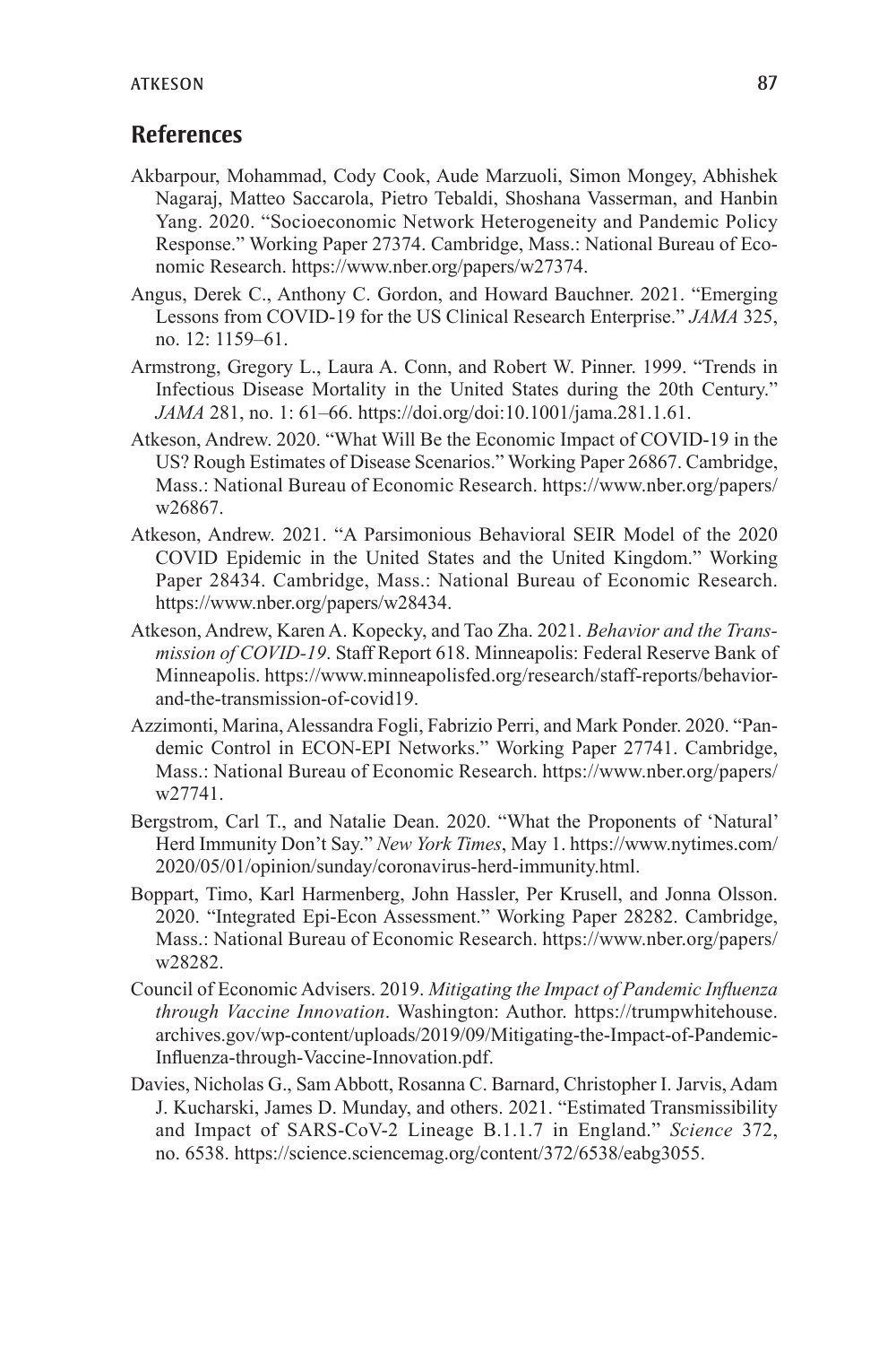## References

Akbarpour, Mohammad, Cody Cook, Aude Marzuoli, Simon Mongey, Abhishek Nagaraj, Matteo Saccarola, Pietro Tebaldi, Shoshana Vasserman, and Hanbin Yang. 2020. "Socioeconomic Network Heterogeneity and Pandemic Policy Response." Working Paper 27374. Cambridge, Mass.: National Bureau of Economic Research. https://www.nber.org/papers/w27374.

Angus, Derek C., Anthony C. Gordon, and Howard Bauchner. 2021. "Emerging Lessons from COVID-19 for the US Clinical Research Enterprise." *JAMA* 325, no. 12: 1159–61.

Armstrong, Gregory L., Laura A. Conn, and Robert W. Pinner. 1999. "Trends in Infectious Disease Mortality in the United States during the 20th Century." *JAMA* 281, no. 1: 61–66. https://doi.org/doi:10.1001/jama.281.1.61.

Atkeson, Andrew. 2020. "What Will Be the Economic Impact of COVID-19 in the US? Rough Estimates of Disease Scenarios." Working Paper 26867. Cambridge, Mass.: National Bureau of Economic Research. https://www.nber.org/papers/w26867.

Atkeson, Andrew. 2021. "A Parsimonious Behavioral SEIR Model of the 2020 COVID Epidemic in the United States and the United Kingdom." Working Paper 28434. Cambridge, Mass.: National Bureau of Economic Research. https://www.nber.org/papers/w28434.

Atkeson, Andrew, Karen A. Kopecky, and Tao Zha. 2021. *Behavior and the Transmission of COVID-19*. Staff Report 618. Minneapolis: Federal Reserve Bank of Minneapolis. https://www.minneapolisfed.org/research/staff-reports/behavior-and-the-transmission-of-covid19.

Azzimonti, Marina, Alessandra Fogli, Fabrizio Perri, and Mark Ponder. 2020. "Pandemic Control in ECON-EPI Networks." Working Paper 27741. Cambridge, Mass.: National Bureau of Economic Research. https://www.nber.org/papers/w27741.

Bergstrom, Carl T., and Natalie Dean. 2020. "What the Proponents of 'Natural' Herd Immunity Don't Say." *New York Times*, May 1. https://www.nytimes.com/2020/05/01/opinion/sunday/coronavirus-herd-immunity.html.

Boppart, Timo, Karl Harmenberg, John Hassler, Per Krusell, and Jonna Olsson. 2020. "Integrated Epi-Econ Assessment." Working Paper 28282. Cambridge, Mass.: National Bureau of Economic Research. https://www.nber.org/papers/w28282.

Council of Economic Advisers. 2019. *Mitigating the Impact of Pandemic Influenza through Vaccine Innovation*. Washington: Author. https://trumpwhitehouse.archives.gov/wp-content/uploads/2019/09/Mitigating-the-Impact-of-Pandemic-Influenza-through-Vaccine-Innovation.pdf.

Davies, Nicholas G., Sam Abbott, Rosanna C. Barnard, Christopher I. Jarvis, Adam J. Kucharski, James D. Munday, and others. 2021. "Estimated Transmissibility and Impact of SARS-CoV-2 Lineage B.1.1.7 in England." *Science* 372, no. 6538. https://science.sciencemag.org/content/372/6538/eabg3055.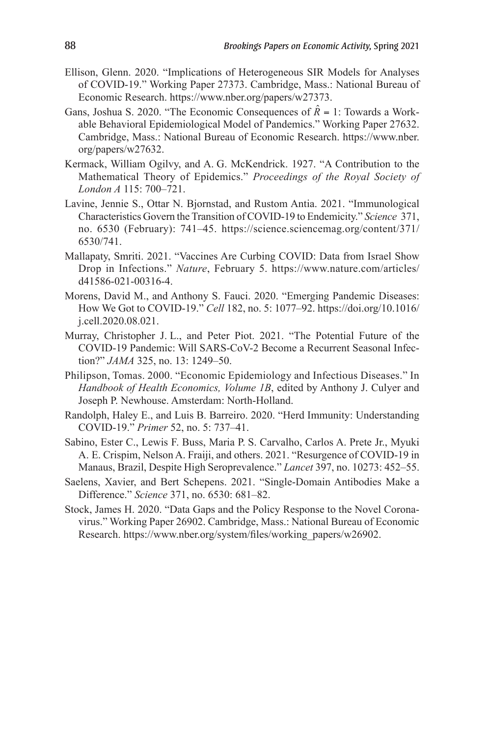Ellison, Glenn. 2020. "Implications of Heterogeneous SIR Models for Analyses of COVID-19." Working Paper 27373. Cambridge, Mass.: National Bureau of Economic Research. https://www.nber.org/papers/w27373.

Gans, Joshua S. 2020. "The Economic Consequences of $\hat{R} = 1$: Towards a Workable Behavioral Epidemiological Model of Pandemics." Working Paper 27632. Cambridge, Mass.: National Bureau of Economic Research. https://www.nber.org/papers/w27632.

Kermack, William Ogilvy, and A. G. McKendrick. 1927. "A Contribution to the Mathematical Theory of Epidemics." *Proceedings of the Royal Society of London A* 115: 700–721.

Lavine, Jennie S., Ottar N. Bjornstad, and Rustom Antia. 2021. "Immunological Characteristics Govern the Transition of COVID-19 to Endemicity." *Science* 371, no. 6530 (February): 741–45. https://science.sciencemag.org/content/371/6530/741.

Mallapaty, Smriti. 2021. "Vaccines Are Curbing COVID: Data from Israel Show Drop in Infections." *Nature*, February 5. https://www.nature.com/articles/d41586-021-00316-4.

Morens, David M., and Anthony S. Fauci. 2020. "Emerging Pandemic Diseases: How We Got to COVID-19." *Cell* 182, no. 5: 1077–92. https://doi.org/10.1016/j.cell.2020.08.021.

Murray, Christopher J. L., and Peter Piot. 2021. "The Potential Future of the COVID-19 Pandemic: Will SARS-CoV-2 Become a Recurrent Seasonal Infection?" *JAMA* 325, no. 13: 1249–50.

Philipson, Tomas. 2000. "Economic Epidemiology and Infectious Diseases." In *Handbook of Health Economics, Volume 1B*, edited by Anthony J. Culyer and Joseph P. Newhouse. Amsterdam: North-Holland.

Randolph, Haley E., and Luis B. Barreiro. 2020. "Herd Immunity: Understanding COVID-19." *Primer* 52, no. 5: 737–41.

Sabino, Ester C., Lewis F. Buss, Maria P. S. Carvalho, Carlos A. Prete Jr., Myuki A. E. Crispim, Nelson A. Fraiji, and others. 2021. "Resurgence of COVID-19 in Manaus, Brazil, Despite High Seroprevalence." *Lancet* 397, no. 10273: 452–55.

Saelens, Xavier, and Bert Schepens. 2021. "Single-Domain Antibodies Make a Difference." *Science* 371, no. 6530: 681–82.

Stock, James H. 2020. "Data Gaps and the Policy Response to the Novel Coronavirus." Working Paper 26902. Cambridge, Mass.: National Bureau of Economic Research. https://www.nber.org/system/files/working_papers/w26902.